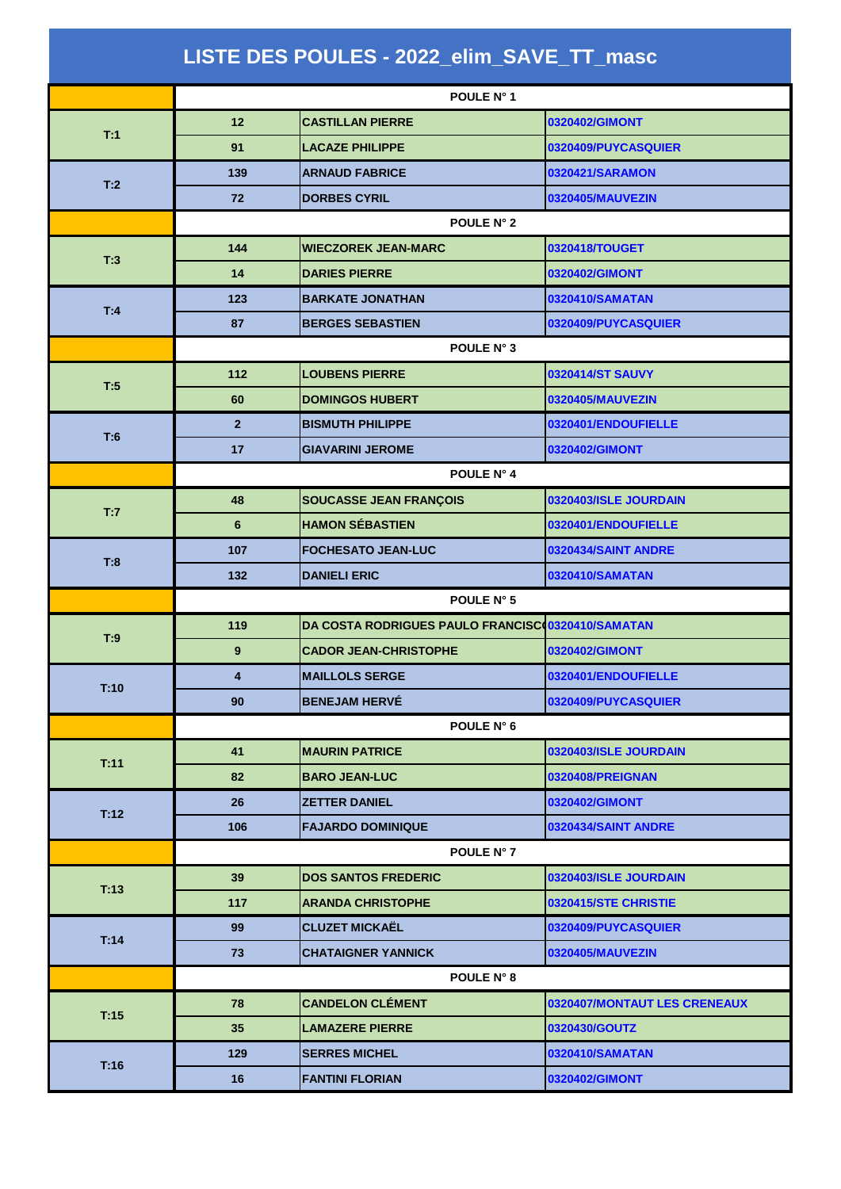# LISTE DES POULES - 2022_elim_SAVE_TT_masc

| | | | |
|---|---|---|---|
| | POULE N° 1 | | |
| T:1 | 12 | CASTILLAN PIERRE | 0320402/GIMONT |
| | 91 | LACAZE PHILIPPE | 0320409/PUYCASQUIER |
| T:2 | 139 | ARNAUD FABRICE | 0320421/SARAMON |
| | 72 | DORBES CYRIL | 0320405/MAUVEZIN |
| | POULE N° 2 | | |
| T:3 | 144 | WIECZOREK JEAN-MARC | 0320418/TOUGET |
| | 14 | DARIES PIERRE | 0320402/GIMONT |
| T:4 | 123 | BARKATE JONATHAN | 0320410/SAMATAN |
| | 87 | BERGES SEBASTIEN | 0320409/PUYCASQUIER |
| | POULE N° 3 | | |
| T:5 | 112 | LOUBENS PIERRE | 0320414/ST SAUVY |
| | 60 | DOMINGOS HUBERT | 0320405/MAUVEZIN |
| T:6 | 2 | BISMUTH PHILIPPE | 0320401/ENDOUFIELLE |
| | 17 | GIAVARINI JEROME | 0320402/GIMONT |
| | POULE N° 4 | | |
| T:7 | 48 | SOUCASSE JEAN FRANÇOIS | 0320403/ISLE JOURDAIN |
| | 6 | HAMON SÉBASTIEN | 0320401/ENDOUFIELLE |
| T:8 | 107 | FOCHESATO JEAN-LUC | 0320434/SAINT ANDRE |
| | 132 | DANIELI ERIC | 0320410/SAMATAN |
| | POULE N° 5 | | |
| T:9 | 119 | DA COSTA RODRIGUES PAULO FRANCISC | 0320410/SAMATAN |
| | 9 | CADOR JEAN-CHRISTOPHE | 0320402/GIMONT |
| T:10 | 4 | MAILLOLS SERGE | 0320401/ENDOUFIELLE |
| | 90 | BENEJAM HERVÉ | 0320409/PUYCASQUIER |
| | POULE N° 6 | | |
| T:11 | 41 | MAURIN PATRICE | 0320403/ISLE JOURDAIN |
| | 82 | BARO JEAN-LUC | 0320408/PREIGNAN |
| T:12 | 26 | ZETTER DANIEL | 0320402/GIMONT |
| | 106 | FAJARDO DOMINIQUE | 0320434/SAINT ANDRE |
| | POULE N° 7 | | |
| T:13 | 39 | DOS SANTOS FREDERIC | 0320403/ISLE JOURDAIN |
| | 117 | ARANDA CHRISTOPHE | 0320415/STE CHRISTIE |
| T:14 | 99 | CLUZET MICKAËL | 0320409/PUYCASQUIER |
| | 73 | CHATAIGNER YANNICK | 0320405/MAUVEZIN |
| | POULE N° 8 | | |
| T:15 | 78 | CANDELON CLÉMENT | 0320407/MONTAUT LES CRENEAUX |
| | 35 | LAMAZERE PIERRE | 0320430/GOUTZ |
| T:16 | 129 | SERRES MICHEL | 0320410/SAMATAN |
| | 16 | FANTINI FLORIAN | 0320402/GIMONT |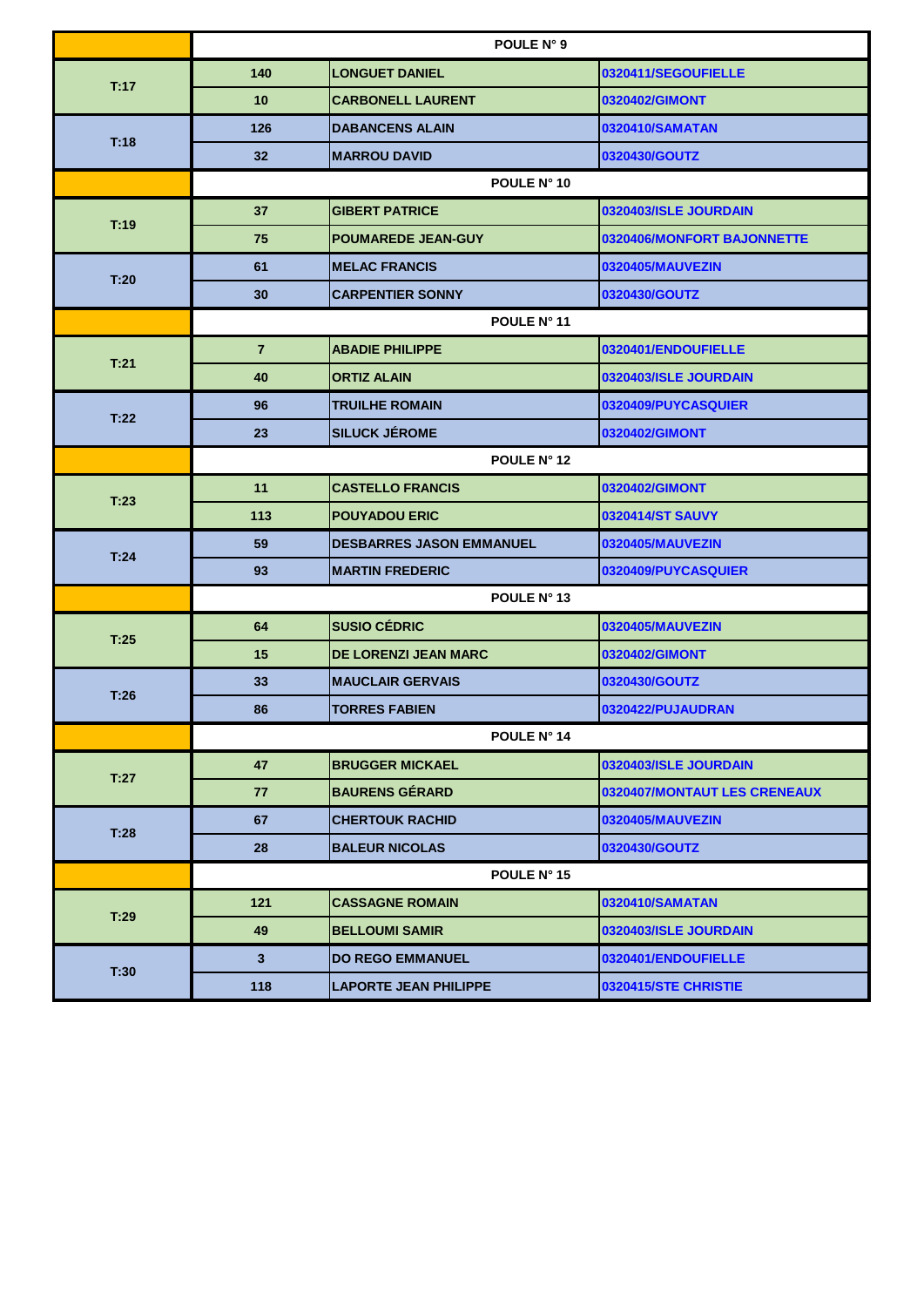| | POULE N° 9 | | |
|---|---|---|---|
| T:17 | 140 | LONGUET DANIEL | 0320411/SEGOUFIELLE |
| | 10 | CARBONELL LAURENT | 0320402/GIMONT |
| T:18 | 126 | DABANCENS ALAIN | 0320410/SAMATAN |
| | 32 | MARROU DAVID | 0320430/GOUTZ |
| | POULE N° 10 | | |
| T:19 | 37 | GIBERT PATRICE | 0320403/ISLE JOURDAIN |
| | 75 | POUMAREDE JEAN-GUY | 0320406/MONFORT BAJONNETTE |
| T:20 | 61 | MELAC FRANCIS | 0320405/MAUVEZIN |
| | 30 | CARPENTIER SONNY | 0320430/GOUTZ |
| | POULE N° 11 | | |
| T:21 | 7 | ABADIE PHILIPPE | 0320401/ENDOUFIELLE |
| | 40 | ORTIZ ALAIN | 0320403/ISLE JOURDAIN |
| T:22 | 96 | TRUILHE ROMAIN | 0320409/PUYCASQUIER |
| | 23 | SILUCK JÉROME | 0320402/GIMONT |
| | POULE N° 12 | | |
| T:23 | 11 | CASTELLO FRANCIS | 0320402/GIMONT |
| | 113 | POUYADOU ERIC | 0320414/ST SAUVY |
| T:24 | 59 | DESBARRES JASON EMMANUEL | 0320405/MAUVEZIN |
| | 93 | MARTIN FREDERIC | 0320409/PUYCASQUIER |
| | POULE N° 13 | | |
| T:25 | 64 | SUSIO CÉDRIC | 0320405/MAUVEZIN |
| | 15 | DE LORENZI JEAN MARC | 0320402/GIMONT |
| T:26 | 33 | MAUCLAIR GERVAIS | 0320430/GOUTZ |
| | 86 | TORRES FABIEN | 0320422/PUJAUDRAN |
| | POULE N° 14 | | |
| T:27 | 47 | BRUGGER MICKAEL | 0320403/ISLE JOURDAIN |
| | 77 | BAURENS GÉRARD | 0320407/MONTAUT LES CRENEAUX |
| T:28 | 67 | CHERTOUK RACHID | 0320405/MAUVEZIN |
| | 28 | BALEUR NICOLAS | 0320430/GOUTZ |
| | POULE N° 15 | | |
| T:29 | 121 | CASSAGNE ROMAIN | 0320410/SAMATAN |
| | 49 | BELLOUMI SAMIR | 0320403/ISLE JOURDAIN |
| T:30 | 3 | DO REGO EMMANUEL | 0320401/ENDOUFIELLE |
| | 118 | LAPORTE JEAN PHILIPPE | 0320415/STE CHRISTIE |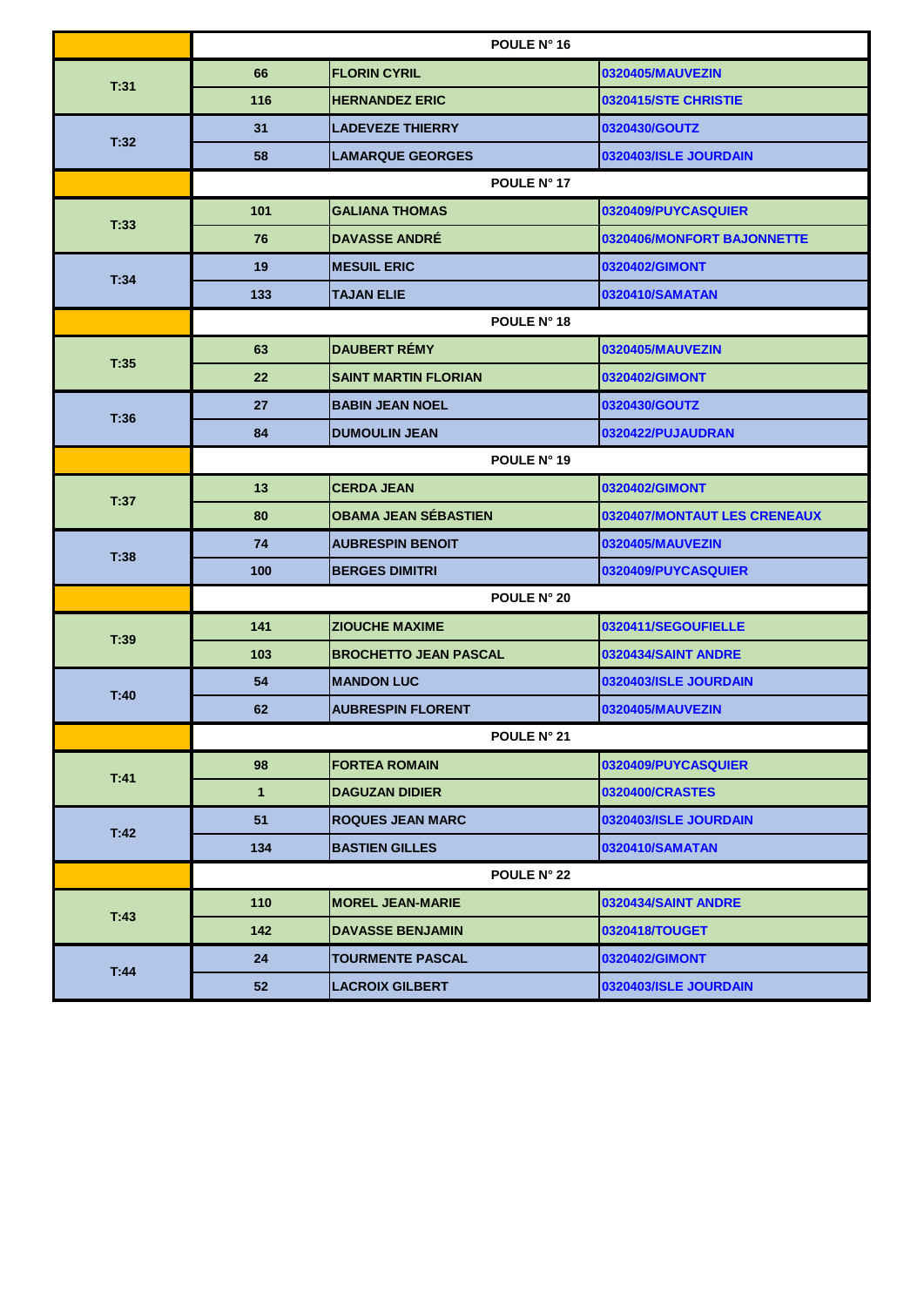| | | POULE N° 16 | |
|---|---|---|---|
| T:31 | 66 | FLORIN CYRIL | 0320405/MAUVEZIN |
| | 116 | HERNANDEZ ERIC | 0320415/STE CHRISTIE |
| T:32 | 31 | LADEVEZE THIERRY | 0320430/GOUTZ |
| | 58 | LAMARQUE GEORGES | 0320403/ISLE JOURDAIN |
| | | POULE N° 17 | |
| T:33 | 101 | GALIANA THOMAS | 0320409/PUYCASQUIER |
| | 76 | DAVASSE ANDRÉ | 0320406/MONFORT BAJONNETTE |
| T:34 | 19 | MESUIL ERIC | 0320402/GIMONT |
| | 133 | TAJAN ELIE | 0320410/SAMATAN |
| | | POULE N° 18 | |
| T:35 | 63 | DAUBERT RÉMY | 0320405/MAUVEZIN |
| | 22 | SAINT MARTIN FLORIAN | 0320402/GIMONT |
| T:36 | 27 | BABIN JEAN NOEL | 0320430/GOUTZ |
| | 84 | DUMOULIN JEAN | 0320422/PUJAUDRAN |
| | | POULE N° 19 | |
| T:37 | 13 | CERDA JEAN | 0320402/GIMONT |
| | 80 | OBAMA JEAN SÉBASTIEN | 0320407/MONTAUT LES CRENEAUX |
| T:38 | 74 | AUBRESPIN BENOIT | 0320405/MAUVEZIN |
| | 100 | BERGES DIMITRI | 0320409/PUYCASQUIER |
| | | POULE N° 20 | |
| T:39 | 141 | ZIOUCHE MAXIME | 0320411/SEGOUFIELLE |
| | 103 | BROCHETTO JEAN PASCAL | 0320434/SAINT ANDRE |
| T:40 | 54 | MANDON LUC | 0320403/ISLE JOURDAIN |
| | 62 | AUBRESPIN FLORENT | 0320405/MAUVEZIN |
| | | POULE N° 21 | |
| T:41 | 98 | FORTEA ROMAIN | 0320409/PUYCASQUIER |
| | 1 | DAGUZAN DIDIER | 0320400/CRASTES |
| T:42 | 51 | ROQUES JEAN MARC | 0320403/ISLE JOURDAIN |
| | 134 | BASTIEN GILLES | 0320410/SAMATAN |
| | | POULE N° 22 | |
| T:43 | 110 | MOREL JEAN-MARIE | 0320434/SAINT ANDRE |
| | 142 | DAVASSE BENJAMIN | 0320418/TOUGET |
| T:44 | 24 | TOURMENTE PASCAL | 0320402/GIMONT |
| | 52 | LACROIX GILBERT | 0320403/ISLE JOURDAIN |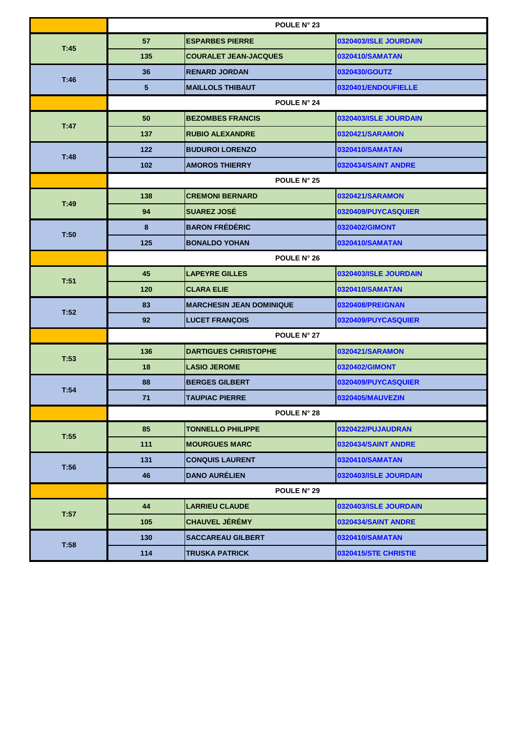| | POULE N° 23 | | |
|---|---|---|---|
| T:45 | 57 | ESPARBES PIERRE | 0320403/ISLE JOURDAIN |
| | 135 | COURALET JEAN-JACQUES | 0320410/SAMATAN |
| T:46 | 36 | RENARD JORDAN | 0320430/GOUTZ |
| | 5 | MAILLOLS THIBAUT | 0320401/ENDOUFIELLE |
| | POULE N° 24 | | |
| T:47 | 50 | BEZOMBES FRANCIS | 0320403/ISLE JOURDAIN |
| | 137 | RUBIO ALEXANDRE | 0320421/SARAMON |
| T:48 | 122 | BUDUROI LORENZO | 0320410/SAMATAN |
| | 102 | AMOROS THIERRY | 0320434/SAINT ANDRE |
| | POULE N° 25 | | |
| T:49 | 138 | CREMONI BERNARD | 0320421/SARAMON |
| | 94 | SUAREZ JOSÉ | 0320409/PUYCASQUIER |
| T:50 | 8 | BARON FRÉDÉRIC | 0320402/GIMONT |
| | 125 | BONALDO YOHAN | 0320410/SAMATAN |
| | POULE N° 26 | | |
| T:51 | 45 | LAPEYRE GILLES | 0320403/ISLE JOURDAIN |
| | 120 | CLARA ELIE | 0320410/SAMATAN |
| T:52 | 83 | MARCHESIN JEAN DOMINIQUE | 0320408/PREIGNAN |
| | 92 | LUCET FRANÇOIS | 0320409/PUYCASQUIER |
| | POULE N° 27 | | |
| T:53 | 136 | DARTIGUES CHRISTOPHE | 0320421/SARAMON |
| | 18 | LASIO JEROME | 0320402/GIMONT |
| T:54 | 88 | BERGES GILBERT | 0320409/PUYCASQUIER |
| | 71 | TAUPIAC PIERRE | 0320405/MAUVEZIN |
| | POULE N° 28 | | |
| T:55 | 85 | TONNELLO PHILIPPE | 0320422/PUJAUDRAN |
| | 111 | MOURGUES MARC | 0320434/SAINT ANDRE |
| T:56 | 131 | CONQUIS LAURENT | 0320410/SAMATAN |
| | 46 | DANO AURÉLIEN | 0320403/ISLE JOURDAIN |
| | POULE N° 29 | | |
| T:57 | 44 | LARRIEU CLAUDE | 0320403/ISLE JOURDAIN |
| | 105 | CHAUVEL JÉRÉMY | 0320434/SAINT ANDRE |
| T:58 | 130 | SACCAREAU GILBERT | 0320410/SAMATAN |
| | 114 | TRUSKA PATRICK | 0320415/STE CHRISTIE |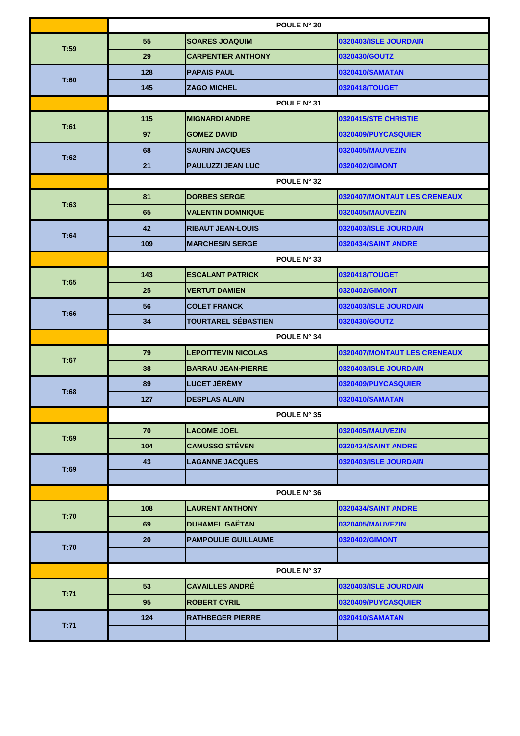| | | | |
|---|---|---|---|
| | POULE N° 30 | | |
| T:59 | 55 | SOARES JOAQUIM | 0320403/ISLE JOURDAIN |
| | 29 | CARPENTIER ANTHONY | 0320430/GOUTZ |
| T:60 | 128 | PAPAIS PAUL | 0320410/SAMATAN |
| | 145 | ZAGO MICHEL | 0320418/TOUGET |
| | POULE N° 31 | | |
| T:61 | 115 | MIGNARDI ANDRÉ | 0320415/STE CHRISTIE |
| | 97 | GOMEZ DAVID | 0320409/PUYCASQUIER |
| T:62 | 68 | SAURIN JACQUES | 0320405/MAUVEZIN |
| | 21 | PAULUZZI JEAN LUC | 0320402/GIMONT |
| | POULE N° 32 | | |
| T:63 | 81 | DORBES SERGE | 0320407/MONTAUT LES CRENEAUX |
| | 65 | VALENTIN DOMNIQUE | 0320405/MAUVEZIN |
| T:64 | 42 | RIBAUT JEAN-LOUIS | 0320403/ISLE JOURDAIN |
| | 109 | MARCHESIN SERGE | 0320434/SAINT ANDRE |
| | POULE N° 33 | | |
| T:65 | 143 | ESCALANT PATRICK | 0320418/TOUGET |
| | 25 | VERTUT DAMIEN | 0320402/GIMONT |
| T:66 | 56 | COLET FRANCK | 0320403/ISLE JOURDAIN |
| | 34 | TOURTAREL SÉBASTIEN | 0320430/GOUTZ |
| | POULE N° 34 | | |
| T:67 | 79 | LEPOITTEVIN NICOLAS | 0320407/MONTAUT LES CRENEAUX |
| | 38 | BARRAU JEAN-PIERRE | 0320403/ISLE JOURDAIN |
| T:68 | 89 | LUCET JÉRÉMY | 0320409/PUYCASQUIER |
| | 127 | DESPLAS ALAIN | 0320410/SAMATAN |
| | POULE N° 35 | | |
| T:69 | 70 | LACOME JOEL | 0320405/MAUVEZIN |
| | 104 | CAMUSSO STÉVEN | 0320434/SAINT ANDRE |
| T:69 | 43 | LAGANNE JACQUES | 0320403/ISLE JOURDAIN |
| | | | |
| | POULE N° 36 | | |
| T:70 | 108 | LAURENT ANTHONY | 0320434/SAINT ANDRE |
| | 69 | DUHAMEL GAËTAN | 0320405/MAUVEZIN |
| T:70 | 20 | PAMPOULIE GUILLAUME | 0320402/GIMONT |
| | | | |
| | POULE N° 37 | | |
| T:71 | 53 | CAVAILLES ANDRÉ | 0320403/ISLE JOURDAIN |
| | 95 | ROBERT CYRIL | 0320409/PUYCASQUIER |
| T:71 | 124 | RATHBEGER PIERRE | 0320410/SAMATAN |
| | | | |